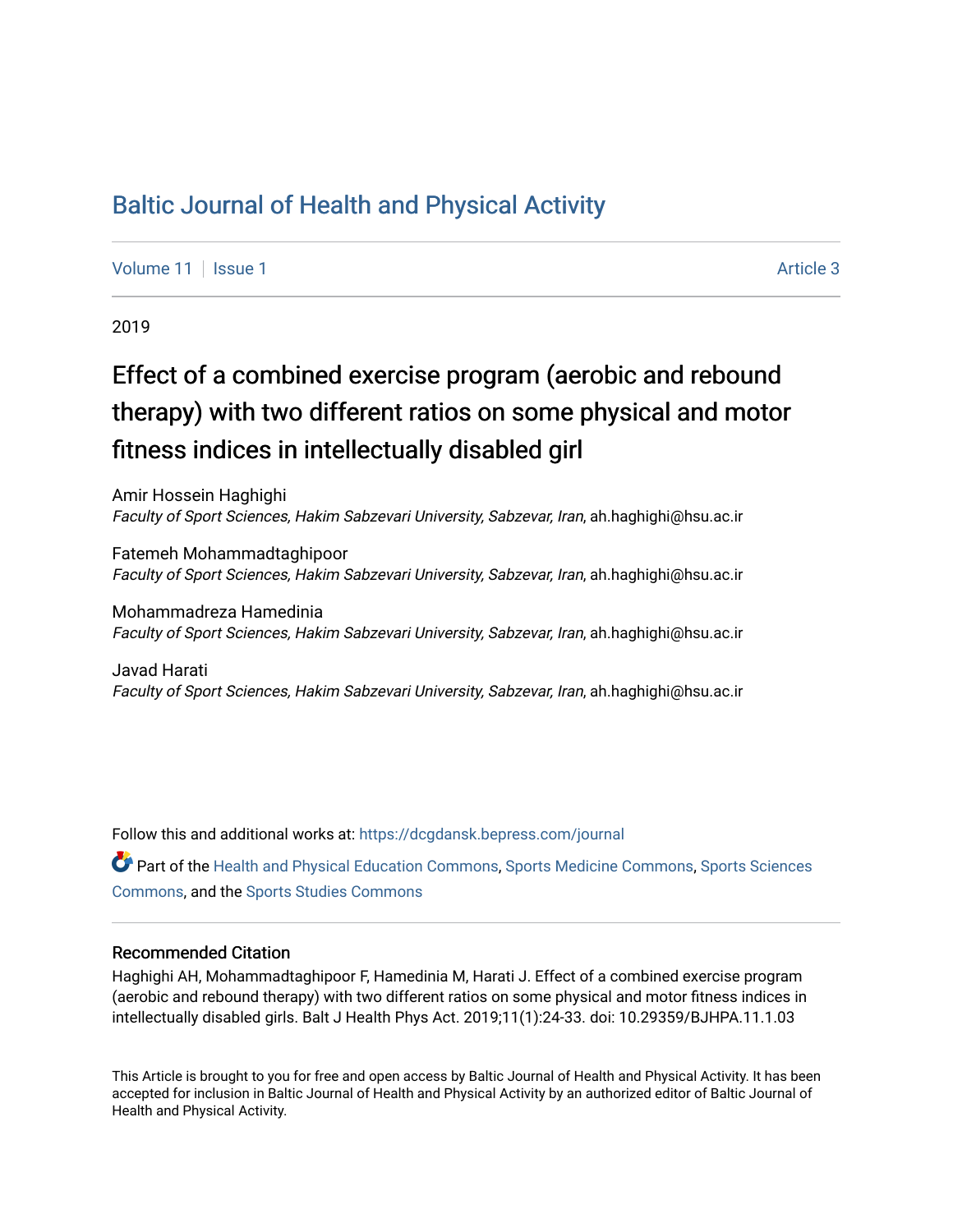# Baltic Journal of Health and Physical Activity

Volume 11 | Issue 1 Article 3

2019

## Effect of a combined exercise program (aerobic and rebound therapy) with two different ratios on some physical and motor fitness indices in intellectually disabled girl

Amir Hossein Haghighi
*Faculty of Sport Sciences, Hakim Sabzevari University, Sabzevar, Iran*, ah.haghighi@hsu.ac.ir

Fatemeh Mohammadtaghipoor
*Faculty of Sport Sciences, Hakim Sabzevari University, Sabzevar, Iran*, ah.haghighi@hsu.ac.ir

Mohammadreza Hamedinia
*Faculty of Sport Sciences, Hakim Sabzevari University, Sabzevar, Iran*, ah.haghighi@hsu.ac.ir

Javad Harati
*Faculty of Sport Sciences, Hakim Sabzevari University, Sabzevar, Iran*, ah.haghighi@hsu.ac.ir

Follow this and additional works at: https://dcgdansk.bepress.com/journal

Part of the Health and Physical Education Commons, Sports Medicine Commons, Sports Sciences Commons, and the Sports Studies Commons

### Recommended Citation

Haghighi AH, Mohammadtaghipoor F, Hamedinia M, Harati J. Effect of a combined exercise program (aerobic and rebound therapy) with two different ratios on some physical and motor fitness indices in intellectually disabled girls. Balt J Health Phys Act. 2019;11(1):24-33. doi: 10.29359/BJHPA.11.1.03

This Article is brought to you for free and open access by Baltic Journal of Health and Physical Activity. It has been accepted for inclusion in Baltic Journal of Health and Physical Activity by an authorized editor of Baltic Journal of Health and Physical Activity.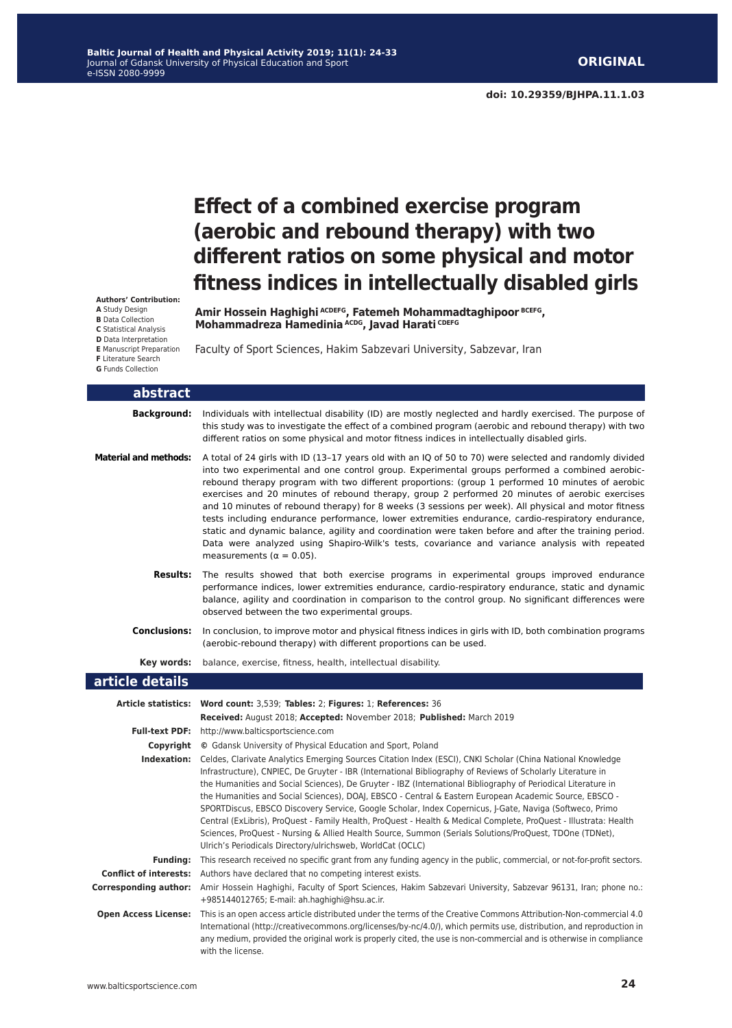**ORIGINAL**

**doi: 10.29359/BJHPA.11.1.03**

# Effect of a combined exercise program (aerobic and rebound therapy) with two different ratios on some physical and motor fitness indices in intellectually disabled girls

**Authors' Contribution:**
**A** Study Design
**B** Data Collection
**C** Statistical Analysis
**D** Data Interpretation
**E** Manuscript Preparation
**F** Literature Search
**G** Funds Collection

**Amir Hossein Haghighi** [ACDEFG], **Fatemeh Mohammadtaghipoor** [BCEFG], **Mohammadreza Hamedinia** [ACDG], **Javad Harati** [CDEFG]

Faculty of Sport Sciences, Hakim Sabzevari University, Sabzevar, Iran

## abstract

**Background:** Individuals with intellectual disability (ID) are mostly neglected and hardly exercised. The purpose of this study was to investigate the effect of a combined program (aerobic and rebound therapy) with two different ratios on some physical and motor fitness indices in intellectually disabled girls.

**Material and methods:** A total of 24 girls with ID (13–17 years old with an IQ of 50 to 70) were selected and randomly divided into two experimental and one control group. Experimental groups performed a combined aerobic-rebound therapy program with two different proportions: (group 1 performed 10 minutes of aerobic exercises and 20 minutes of rebound therapy, group 2 performed 20 minutes of aerobic exercises and 10 minutes of rebound therapy) for 8 weeks (3 sessions per week). All physical and motor fitness tests including endurance performance, lower extremities endurance, cardio-respiratory endurance, static and dynamic balance, agility and coordination were taken before and after the training period. Data were analyzed using Shapiro-Wilk's tests, covariance and variance analysis with repeated measurements ($\alpha = 0.05$).

**Results:** The results showed that both exercise programs in experimental groups improved endurance performance indices, lower extremities endurance, cardio-respiratory endurance, static and dynamic balance, agility and coordination in comparison to the control group. No significant differences were observed between the two experimental groups.

**Conclusions:** In conclusion, to improve motor and physical fitness indices in girls with ID, both combination programs (aerobic-rebound therapy) with different proportions can be used.

**Key words:** balance, exercise, fitness, health, intellectual disability.

## article details

**Article statistics:** **Word count:** 3,539; **Tables:** 2; **Figures:** 1; **References:** 36
**Received:** August 2018; **Accepted:** November 2018; **Published:** March 2019

**Full-text PDF:** http://www.balticsportscience.com

**Copyright** © Gdansk University of Physical Education and Sport, Poland

**Indexation:** Celdes, Clarivate Analytics Emerging Sources Citation Index (ESCI), CNKI Scholar (China National Knowledge Infrastructure), CNPIEC, De Gruyter - IBR (International Bibliography of Reviews of Scholarly Literature in the Humanities and Social Sciences), De Gruyter - IBZ (International Bibliography of Periodical Literature in the Humanities and Social Sciences), DOAJ, EBSCO - Central & Eastern European Academic Source, EBSCO - SPORTDiscus, EBSCO Discovery Service, Google Scholar, Index Copernicus, J-Gate, Naviga (Softweco, Primo Central (ExLibris), ProQuest - Family Health, ProQuest - Health & Medical Complete, ProQuest - Illustrata: Health Sciences, ProQuest - Nursing & Allied Health Source, Summon (Serials Solutions/ProQuest, TDOne (TDNet), Ulrich's Periodicals Directory/ulrichsweb, WorldCat (OCLC)

**Funding:** This research received no specific grant from any funding agency in the public, commercial, or not-for-profit sectors.

**Conflict of interests:** Authors have declared that no competing interest exists.

**Corresponding author:** Amir Hossein Haghighi, Faculty of Sport Sciences, Hakim Sabzevari University, Sabzevar 96131, Iran; phone no.: +985144012765; E-mail: ah.haghighi@hsu.ac.ir.

**Open Access License:** This is an open access article distributed under the terms of the Creative Commons Attribution-Non-commercial 4.0 International (http://creativecommons.org/licenses/by-nc/4.0/), which permits use, distribution, and reproduction in any medium, provided the original work is properly cited, the use is non-commercial and is otherwise in compliance with the license.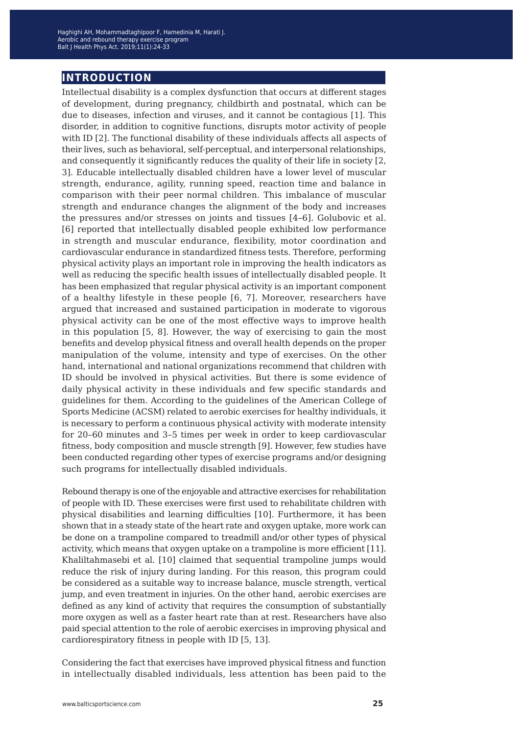## INTRODUCTION

Intellectual disability is a complex dysfunction that occurs at different stages of development, during pregnancy, childbirth and postnatal, which can be due to diseases, infection and viruses, and it cannot be contagious [1]. This disorder, in addition to cognitive functions, disrupts motor activity of people with ID [2]. The functional disability of these individuals affects all aspects of their lives, such as behavioral, self-perceptual, and interpersonal relationships, and consequently it significantly reduces the quality of their life in society [2, 3]. Educable intellectually disabled children have a lower level of muscular strength, endurance, agility, running speed, reaction time and balance in comparison with their peer normal children. This imbalance of muscular strength and endurance changes the alignment of the body and increases the pressures and/or stresses on joints and tissues [4–6]. Golubovic et al. [6] reported that intellectually disabled people exhibited low performance in strength and muscular endurance, flexibility, motor coordination and cardiovascular endurance in standardized fitness tests. Therefore, performing physical activity plays an important role in improving the health indicators as well as reducing the specific health issues of intellectually disabled people. It has been emphasized that regular physical activity is an important component of a healthy lifestyle in these people [6, 7]. Moreover, researchers have argued that increased and sustained participation in moderate to vigorous physical activity can be one of the most effective ways to improve health in this population [5, 8]. However, the way of exercising to gain the most benefits and develop physical fitness and overall health depends on the proper manipulation of the volume, intensity and type of exercises. On the other hand, international and national organizations recommend that children with ID should be involved in physical activities. But there is some evidence of daily physical activity in these individuals and few specific standards and guidelines for them. According to the guidelines of the American College of Sports Medicine (ACSM) related to aerobic exercises for healthy individuals, it is necessary to perform a continuous physical activity with moderate intensity for 20–60 minutes and 3–5 times per week in order to keep cardiovascular fitness, body composition and muscle strength [9]. However, few studies have been conducted regarding other types of exercise programs and/or designing such programs for intellectually disabled individuals.

Rebound therapy is one of the enjoyable and attractive exercises for rehabilitation of people with ID. These exercises were first used to rehabilitate children with physical disabilities and learning difficulties [10]. Furthermore, it has been shown that in a steady state of the heart rate and oxygen uptake, more work can be done on a trampoline compared to treadmill and/or other types of physical activity, which means that oxygen uptake on a trampoline is more efficient [11]. Khaliltahmasebi et al. [10] claimed that sequential trampoline jumps would reduce the risk of injury during landing. For this reason, this program could be considered as a suitable way to increase balance, muscle strength, vertical jump, and even treatment in injuries. On the other hand, aerobic exercises are defined as any kind of activity that requires the consumption of substantially more oxygen as well as a faster heart rate than at rest. Researchers have also paid special attention to the role of aerobic exercises in improving physical and cardiorespiratory fitness in people with ID [5, 13].

Considering the fact that exercises have improved physical fitness and function in intellectually disabled individuals, less attention has been paid to the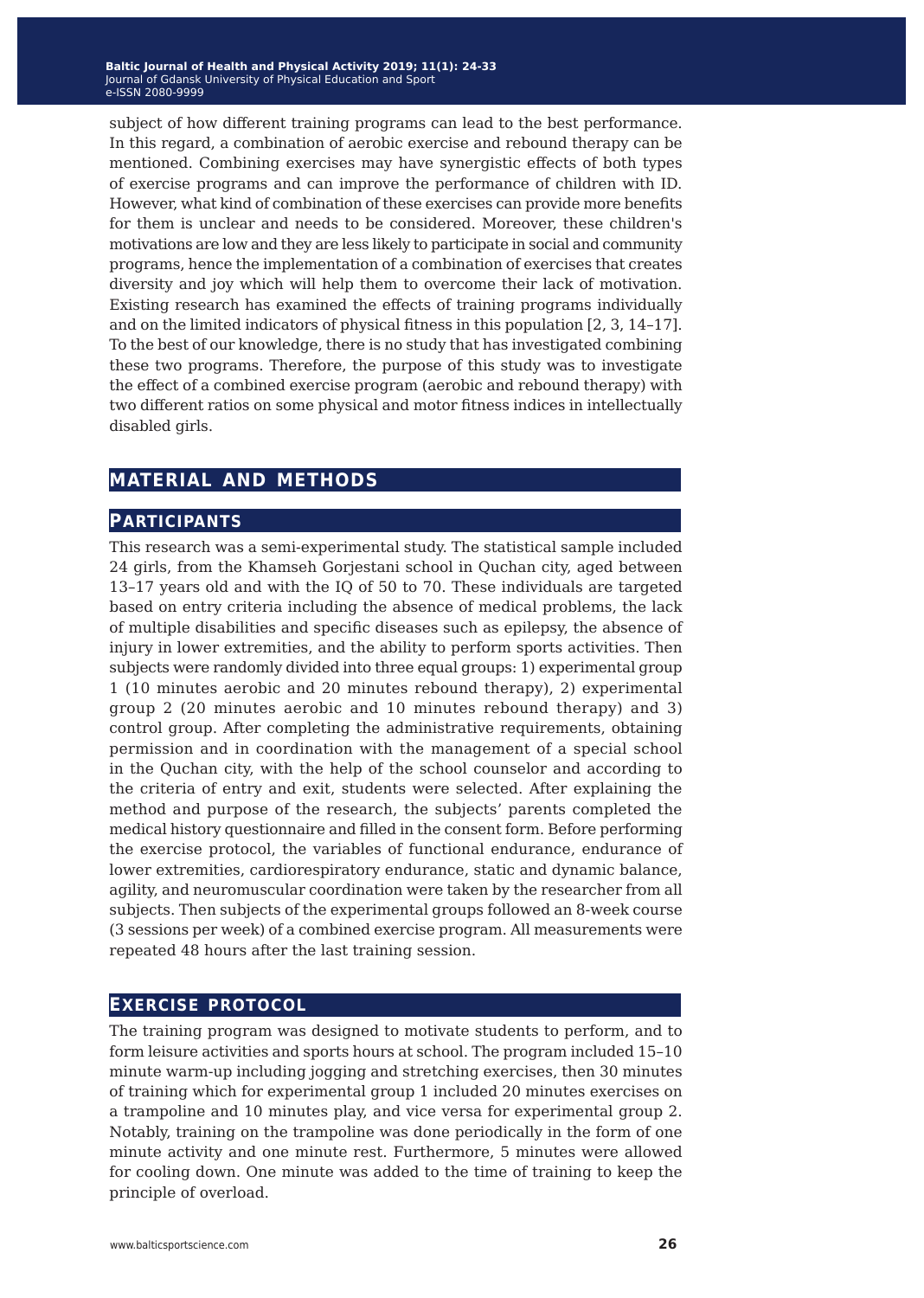subject of how different training programs can lead to the best performance. In this regard, a combination of aerobic exercise and rebound therapy can be mentioned. Combining exercises may have synergistic effects of both types of exercise programs and can improve the performance of children with ID. However, what kind of combination of these exercises can provide more benefits for them is unclear and needs to be considered. Moreover, these children's motivations are low and they are less likely to participate in social and community programs, hence the implementation of a combination of exercises that creates diversity and joy which will help them to overcome their lack of motivation. Existing research has examined the effects of training programs individually and on the limited indicators of physical fitness in this population [2, 3, 14–17]. To the best of our knowledge, there is no study that has investigated combining these two programs. Therefore, the purpose of this study was to investigate the effect of a combined exercise program (aerobic and rebound therapy) with two different ratios on some physical and motor fitness indices in intellectually disabled girls.

## MATERIAL AND METHODS

### PARTICIPANTS

This research was a semi-experimental study. The statistical sample included 24 girls, from the Khamseh Gorjestani school in Quchan city, aged between 13–17 years old and with the IQ of 50 to 70. These individuals are targeted based on entry criteria including the absence of medical problems, the lack of multiple disabilities and specific diseases such as epilepsy, the absence of injury in lower extremities, and the ability to perform sports activities. Then subjects were randomly divided into three equal groups: 1) experimental group 1 (10 minutes aerobic and 20 minutes rebound therapy), 2) experimental group 2 (20 minutes aerobic and 10 minutes rebound therapy) and 3) control group. After completing the administrative requirements, obtaining permission and in coordination with the management of a special school in the Quchan city, with the help of the school counselor and according to the criteria of entry and exit, students were selected. After explaining the method and purpose of the research, the subjects' parents completed the medical history questionnaire and filled in the consent form. Before performing the exercise protocol, the variables of functional endurance, endurance of lower extremities, cardiorespiratory endurance, static and dynamic balance, agility, and neuromuscular coordination were taken by the researcher from all subjects. Then subjects of the experimental groups followed an 8-week course (3 sessions per week) of a combined exercise program. All measurements were repeated 48 hours after the last training session.

### EXERCISE PROTOCOL

The training program was designed to motivate students to perform, and to form leisure activities and sports hours at school. The program included 15–10 minute warm-up including jogging and stretching exercises, then 30 minutes of training which for experimental group 1 included 20 minutes exercises on a trampoline and 10 minutes play, and vice versa for experimental group 2. Notably, training on the trampoline was done periodically in the form of one minute activity and one minute rest. Furthermore, 5 minutes were allowed for cooling down. One minute was added to the time of training to keep the principle of overload.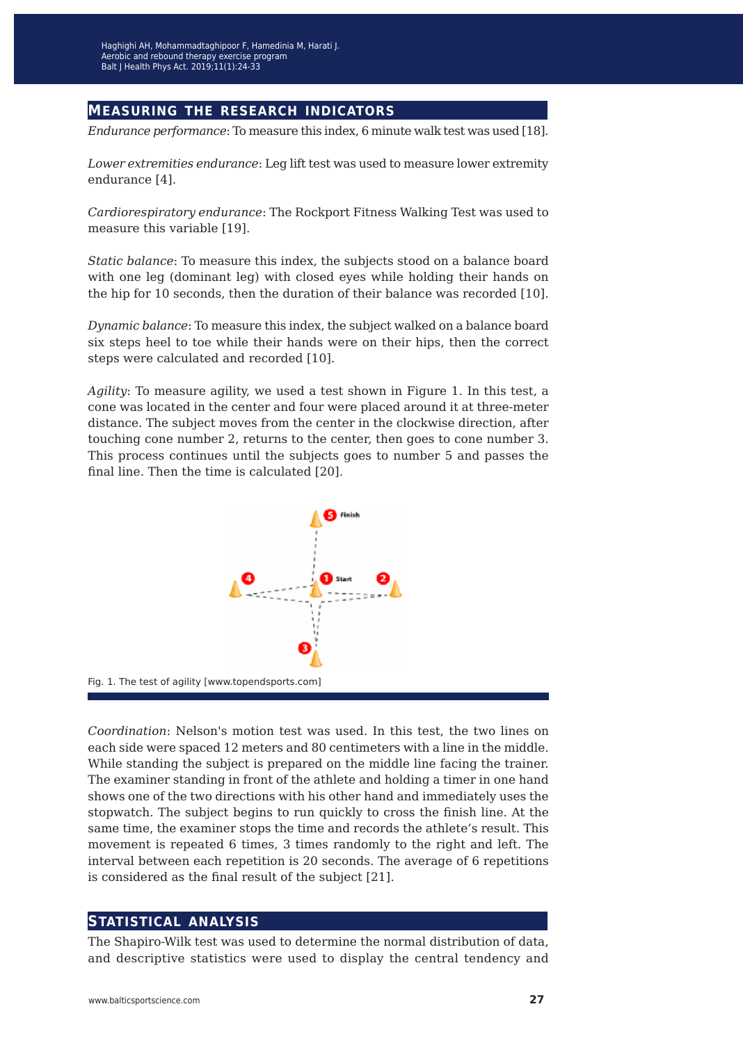## Measuring the research indicators

*Endurance performance*: To measure this index, 6 minute walk test was used [18].

*Lower extremities endurance*: Leg lift test was used to measure lower extremity endurance [4].

*Cardiorespiratory endurance*: The Rockport Fitness Walking Test was used to measure this variable [19].

*Static balance*: To measure this index, the subjects stood on a balance board with one leg (dominant leg) with closed eyes while holding their hands on the hip for 10 seconds, then the duration of their balance was recorded [10].

*Dynamic balance*: To measure this index, the subject walked on a balance board six steps heel to toe while their hands were on their hips, then the correct steps were calculated and recorded [10].

*Agility*: To measure agility, we used a test shown in Figure 1. In this test, a cone was located in the center and four were placed around it at three-meter distance. The subject moves from the center in the clockwise direction, after touching cone number 2, returns to the center, then goes to cone number 3. This process continues until the subjects goes to number 5 and passes the final line. Then the time is calculated [20].

Fig. 1. The test of agility [www.topendsports.com]

*Coordination*: Nelson's motion test was used. In this test, the two lines on each side were spaced 12 meters and 80 centimeters with a line in the middle. While standing the subject is prepared on the middle line facing the trainer. The examiner standing in front of the athlete and holding a timer in one hand shows one of the two directions with his other hand and immediately uses the stopwatch. The subject begins to run quickly to cross the finish line. At the same time, the examiner stops the time and records the athlete's result. This movement is repeated 6 times, 3 times randomly to the right and left. The interval between each repetition is 20 seconds. The average of 6 repetitions is considered as the final result of the subject [21].

## Statistical analysis

The Shapiro-Wilk test was used to determine the normal distribution of data, and descriptive statistics were used to display the central tendency and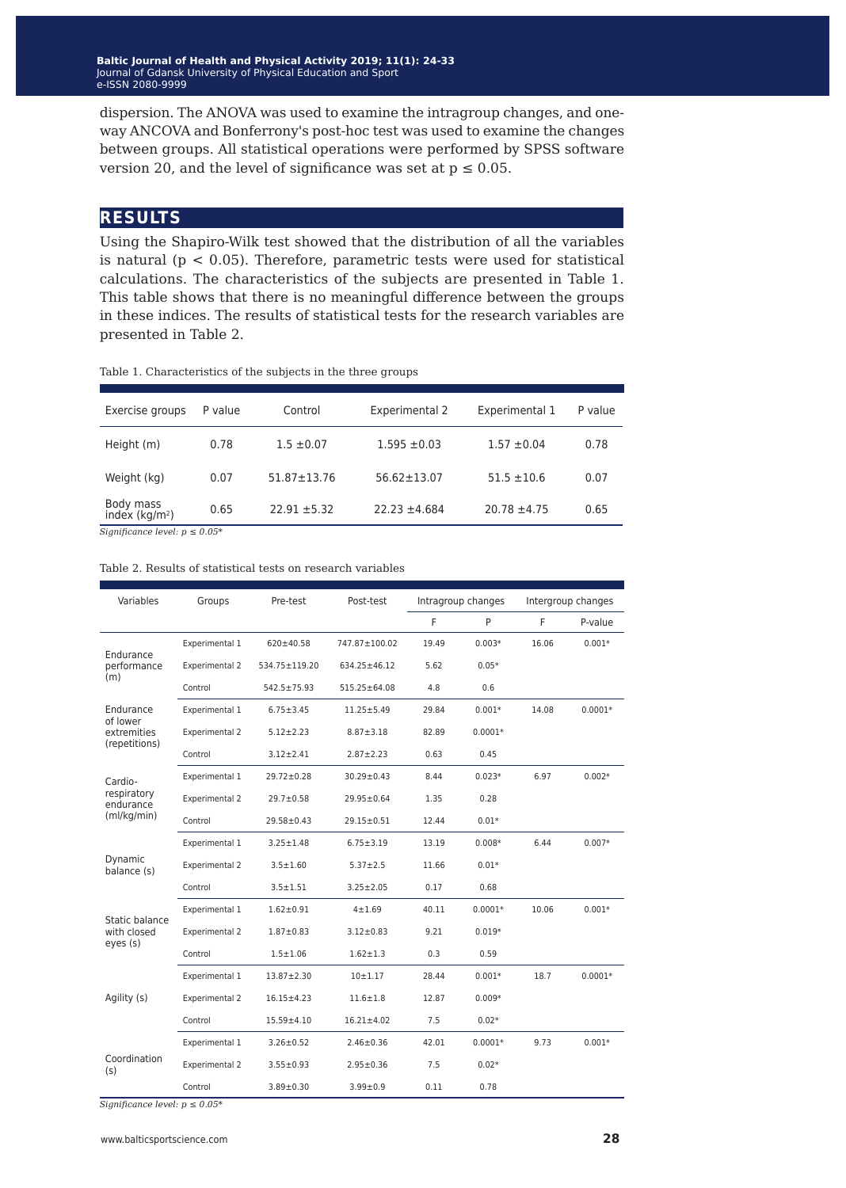dispersion. The ANOVA was used to examine the intragroup changes, and one-way ANCOVA and Bonferrony's post-hoc test was used to examine the changes between groups. All statistical operations were performed by SPSS software version 20, and the level of significance was set at $p \leq 0.05$.

## RESULTS

Using the Shapiro-Wilk test showed that the distribution of all the variables is natural ($p < 0.05$). Therefore, parametric tests were used for statistical calculations. The characteristics of the subjects are presented in Table 1. This table shows that there is no meaningful difference between the groups in these indices. The results of statistical tests for the research variables are presented in Table 2.

Table 1. Characteristics of the subjects in the three groups

| Exercise groups | P value | Control | Experimental 2 | Experimental 1 | P value |
|---|---|---|---|---|---|
| Height (m) | 0.78 | 1.5 ±0.07 | 1.595 ±0.03 | 1.57 ±0.04 | 0.78 |
| Weight (kg) | 0.07 | 51.87±13.76 | 56.62±13.07 | 51.5 ±10.6 | 0.07 |
| Body mass index (kg/m$^2$) | 0.65 | 22.91 ±5.32 | 22.23 ±4.684 | 20.78 ±4.75 | 0.65 |

*Significance level: p ≤ 0.05**

Table 2. Results of statistical tests on research variables

| Variables | Groups | Pre-test | Post-test | Intragroup changes | | Intergroup changes | |
|---|---|---|---|---|---|---|---|
| | | | | F | P | F | P-value |
| Endurance performance (m) | Experimental 1 | 620±40.58 | 747.87±100.02 | 19.49 | 0.003* | 16.06 | 0.001* |
| | Experimental 2 | 534.75±119.20 | 634.25±46.12 | 5.62 | 0.05* | | |
| | Control | 542.5±75.93 | 515.25±64.08 | 4.8 | 0.6 | | |
| Endurance of lower extremities (repetitions) | Experimental 1 | 6.75±3.45 | 11.25±5.49 | 29.84 | 0.001* | 14.08 | 0.0001* |
| | Experimental 2 | 5.12±2.23 | 8.87±3.18 | 82.89 | 0.0001* | | |
| | Control | 3.12±2.41 | 2.87±2.23 | 0.63 | 0.45 | | |
| Cardio-respiratory endurance (ml/kg/min) | Experimental 1 | 29.72±0.28 | 30.29±0.43 | 8.44 | 0.023* | 6.97 | 0.002* |
| | Experimental 2 | 29.7±0.58 | 29.95±0.64 | 1.35 | 0.28 | | |
| | Control | 29.58±0.43 | 29.15±0.51 | 12.44 | 0.01* | | |
| Dynamic balance (s) | Experimental 1 | 3.25±1.48 | 6.75±3.19 | 13.19 | 0.008* | 6.44 | 0.007* |
| | Experimental 2 | 3.5±1.60 | 5.37±2.5 | 11.66 | 0.01* | | |
| | Control | 3.5±1.51 | 3.25±2.05 | 0.17 | 0.68 | | |
| Static balance with closed eyes (s) | Experimental 1 | 1.62±0.91 | 4±1.69 | 40.11 | 0.0001* | 10.06 | 0.001* |
| | Experimental 2 | 1.87±0.83 | 3.12±0.83 | 9.21 | 0.019* | | |
| | Control | 1.5±1.06 | 1.62±1.3 | 0.3 | 0.59 | | |
| Agility (s) | Experimental 1 | 13.87±2.30 | 10±1.17 | 28.44 | 0.001* | 18.7 | 0.0001* |
| | Experimental 2 | 16.15±4.23 | 11.6±1.8 | 12.87 | 0.009* | | |
| | Control | 15.59±4.10 | 16.21±4.02 | 7.5 | 0.02* | | |
| Coordination (s) | Experimental 1 | 3.26±0.52 | 2.46±0.36 | 42.01 | 0.0001* | 9.73 | 0.001* |
| | Experimental 2 | 3.55±0.93 | 2.95±0.36 | 7.5 | 0.02* | | |
| | Control | 3.89±0.30 | 3.99±0.9 | 0.11 | 0.78 | | |

*Significance level: p ≤ 0.05**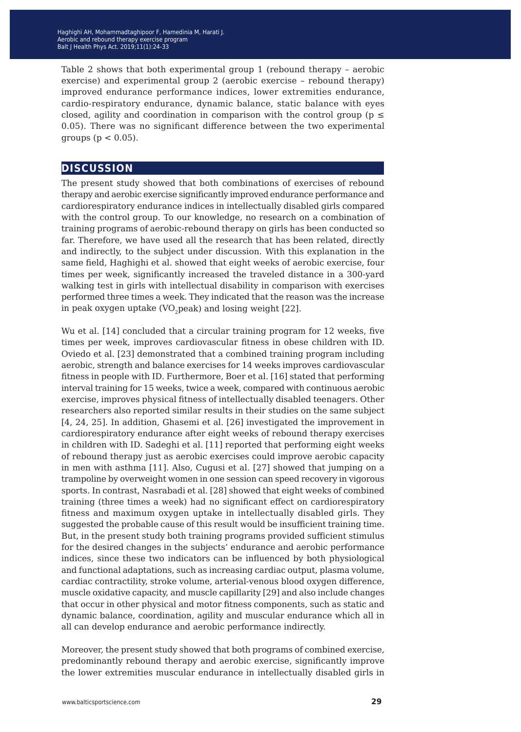Table 2 shows that both experimental group 1 (rebound therapy – aerobic exercise) and experimental group 2 (aerobic exercise – rebound therapy) improved endurance performance indices, lower extremities endurance, cardio-respiratory endurance, dynamic balance, static balance with eyes closed, agility and coordination in comparison with the control group ($p \leq 0.05$). There was no significant difference between the two experimental groups ($p < 0.05$).

## DISCUSSION

The present study showed that both combinations of exercises of rebound therapy and aerobic exercise significantly improved endurance performance and cardiorespiratory endurance indices in intellectually disabled girls compared with the control group. To our knowledge, no research on a combination of training programs of aerobic-rebound therapy on girls has been conducted so far. Therefore, we have used all the research that has been related, directly and indirectly, to the subject under discussion. With this explanation in the same field, Haghighi et al. showed that eight weeks of aerobic exercise, four times per week, significantly increased the traveled distance in a 300-yard walking test in girls with intellectual disability in comparison with exercises performed three times a week. They indicated that the reason was the increase in peak oxygen uptake ($VO_2$peak) and losing weight [22].

Wu et al. [14] concluded that a circular training program for 12 weeks, five times per week, improves cardiovascular fitness in obese children with ID. Oviedo et al. [23] demonstrated that a combined training program including aerobic, strength and balance exercises for 14 weeks improves cardiovascular fitness in people with ID. Furthermore, Boer et al. [16] stated that performing interval training for 15 weeks, twice a week, compared with continuous aerobic exercise, improves physical fitness of intellectually disabled teenagers. Other researchers also reported similar results in their studies on the same subject [4, 24, 25]. In addition, Ghasemi et al. [26] investigated the improvement in cardiorespiratory endurance after eight weeks of rebound therapy exercises in children with ID. Sadeghi et al. [11] reported that performing eight weeks of rebound therapy just as aerobic exercises could improve aerobic capacity in men with asthma [11]. Also, Cugusi et al. [27] showed that jumping on a trampoline by overweight women in one session can speed recovery in vigorous sports. In contrast, Nasrabadi et al. [28] showed that eight weeks of combined training (three times a week) had no significant effect on cardiorespiratory fitness and maximum oxygen uptake in intellectually disabled girls. They suggested the probable cause of this result would be insufficient training time. But, in the present study both training programs provided sufficient stimulus for the desired changes in the subjects' endurance and aerobic performance indices, since these two indicators can be influenced by both physiological and functional adaptations, such as increasing cardiac output, plasma volume, cardiac contractility, stroke volume, arterial-venous blood oxygen difference, muscle oxidative capacity, and muscle capillarity [29] and also include changes that occur in other physical and motor fitness components, such as static and dynamic balance, coordination, agility and muscular endurance which all in all can develop endurance and aerobic performance indirectly.

Moreover, the present study showed that both programs of combined exercise, predominantly rebound therapy and aerobic exercise, significantly improve the lower extremities muscular endurance in intellectually disabled girls in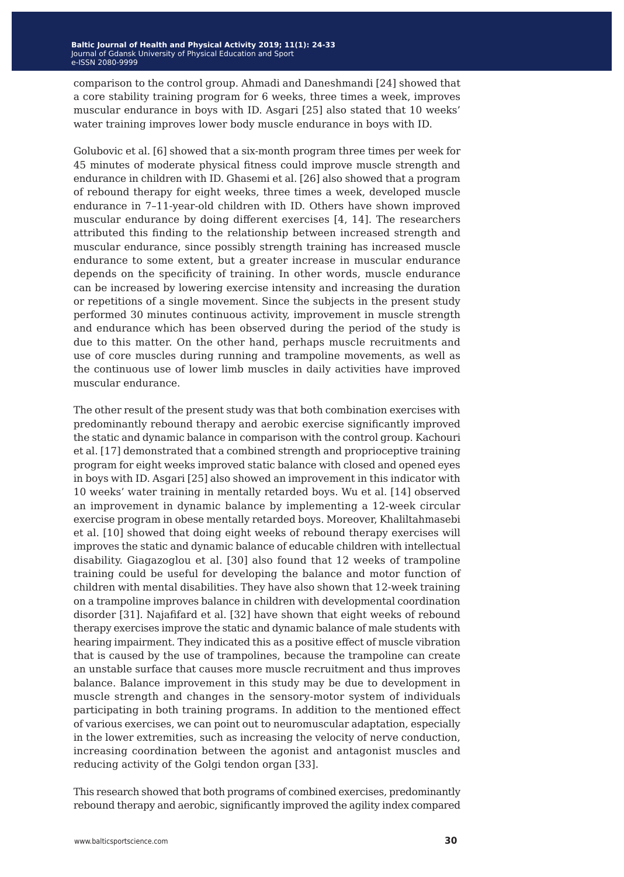comparison to the control group. Ahmadi and Daneshmandi [24] showed that a core stability training program for 6 weeks, three times a week, improves muscular endurance in boys with ID. Asgari [25] also stated that 10 weeks' water training improves lower body muscle endurance in boys with ID.

Golubovic et al. [6] showed that a six-month program three times per week for 45 minutes of moderate physical fitness could improve muscle strength and endurance in children with ID. Ghasemi et al. [26] also showed that a program of rebound therapy for eight weeks, three times a week, developed muscle endurance in 7–11-year-old children with ID. Others have shown improved muscular endurance by doing different exercises [4, 14]. The researchers attributed this finding to the relationship between increased strength and muscular endurance, since possibly strength training has increased muscle endurance to some extent, but a greater increase in muscular endurance depends on the specificity of training. In other words, muscle endurance can be increased by lowering exercise intensity and increasing the duration or repetitions of a single movement. Since the subjects in the present study performed 30 minutes continuous activity, improvement in muscle strength and endurance which has been observed during the period of the study is due to this matter. On the other hand, perhaps muscle recruitments and use of core muscles during running and trampoline movements, as well as the continuous use of lower limb muscles in daily activities have improved muscular endurance.

The other result of the present study was that both combination exercises with predominantly rebound therapy and aerobic exercise significantly improved the static and dynamic balance in comparison with the control group. Kachouri et al. [17] demonstrated that a combined strength and proprioceptive training program for eight weeks improved static balance with closed and opened eyes in boys with ID. Asgari [25] also showed an improvement in this indicator with 10 weeks' water training in mentally retarded boys. Wu et al. [14] observed an improvement in dynamic balance by implementing a 12-week circular exercise program in obese mentally retarded boys. Moreover, Khaliltahmasebi et al. [10] showed that doing eight weeks of rebound therapy exercises will improves the static and dynamic balance of educable children with intellectual disability. Giagazoglou et al. [30] also found that 12 weeks of trampoline training could be useful for developing the balance and motor function of children with mental disabilities. They have also shown that 12-week training on a trampoline improves balance in children with developmental coordination disorder [31]. Najafifard et al. [32] have shown that eight weeks of rebound therapy exercises improve the static and dynamic balance of male students with hearing impairment. They indicated this as a positive effect of muscle vibration that is caused by the use of trampolines, because the trampoline can create an unstable surface that causes more muscle recruitment and thus improves balance. Balance improvement in this study may be due to development in muscle strength and changes in the sensory-motor system of individuals participating in both training programs. In addition to the mentioned effect of various exercises, we can point out to neuromuscular adaptation, especially in the lower extremities, such as increasing the velocity of nerve conduction, increasing coordination between the agonist and antagonist muscles and reducing activity of the Golgi tendon organ [33].

This research showed that both programs of combined exercises, predominantly rebound therapy and aerobic, significantly improved the agility index compared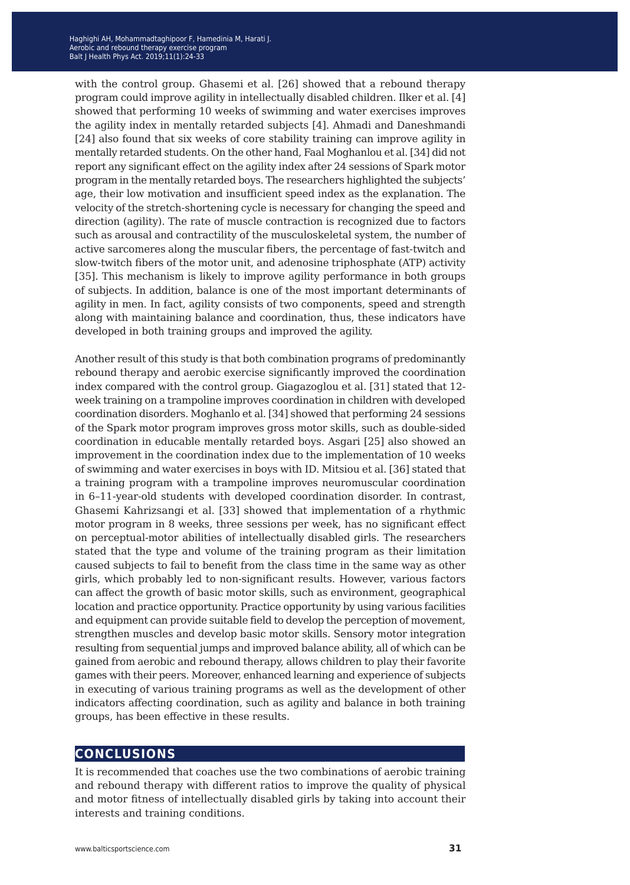with the control group. Ghasemi et al. [26] showed that a rebound therapy program could improve agility in intellectually disabled children. Ilker et al. [4] showed that performing 10 weeks of swimming and water exercises improves the agility index in mentally retarded subjects [4]. Ahmadi and Daneshmandi [24] also found that six weeks of core stability training can improve agility in mentally retarded students. On the other hand, Faal Moghanlou et al. [34] did not report any significant effect on the agility index after 24 sessions of Spark motor program in the mentally retarded boys. The researchers highlighted the subjects' age, their low motivation and insufficient speed index as the explanation. The velocity of the stretch-shortening cycle is necessary for changing the speed and direction (agility). The rate of muscle contraction is recognized due to factors such as arousal and contractility of the musculoskeletal system, the number of active sarcomeres along the muscular fibers, the percentage of fast-twitch and slow-twitch fibers of the motor unit, and adenosine triphosphate (ATP) activity [35]. This mechanism is likely to improve agility performance in both groups of subjects. In addition, balance is one of the most important determinants of agility in men. In fact, agility consists of two components, speed and strength along with maintaining balance and coordination, thus, these indicators have developed in both training groups and improved the agility.

Another result of this study is that both combination programs of predominantly rebound therapy and aerobic exercise significantly improved the coordination index compared with the control group. Giagazoglou et al. [31] stated that 12-week training on a trampoline improves coordination in children with developed coordination disorders. Moghanlo et al. [34] showed that performing 24 sessions of the Spark motor program improves gross motor skills, such as double-sided coordination in educable mentally retarded boys. Asgari [25] also showed an improvement in the coordination index due to the implementation of 10 weeks of swimming and water exercises in boys with ID. Mitsiou et al. [36] stated that a training program with a trampoline improves neuromuscular coordination in 6–11-year-old students with developed coordination disorder. In contrast, Ghasemi Kahrizsangi et al. [33] showed that implementation of a rhythmic motor program in 8 weeks, three sessions per week, has no significant effect on perceptual-motor abilities of intellectually disabled girls. The researchers stated that the type and volume of the training program as their limitation caused subjects to fail to benefit from the class time in the same way as other girls, which probably led to non-significant results. However, various factors can affect the growth of basic motor skills, such as environment, geographical location and practice opportunity. Practice opportunity by using various facilities and equipment can provide suitable field to develop the perception of movement, strengthen muscles and develop basic motor skills. Sensory motor integration resulting from sequential jumps and improved balance ability, all of which can be gained from aerobic and rebound therapy, allows children to play their favorite games with their peers. Moreover, enhanced learning and experience of subjects in executing of various training programs as well as the development of other indicators affecting coordination, such as agility and balance in both training groups, has been effective in these results.

## CONCLUSIONS

It is recommended that coaches use the two combinations of aerobic training and rebound therapy with different ratios to improve the quality of physical and motor fitness of intellectually disabled girls by taking into account their interests and training conditions.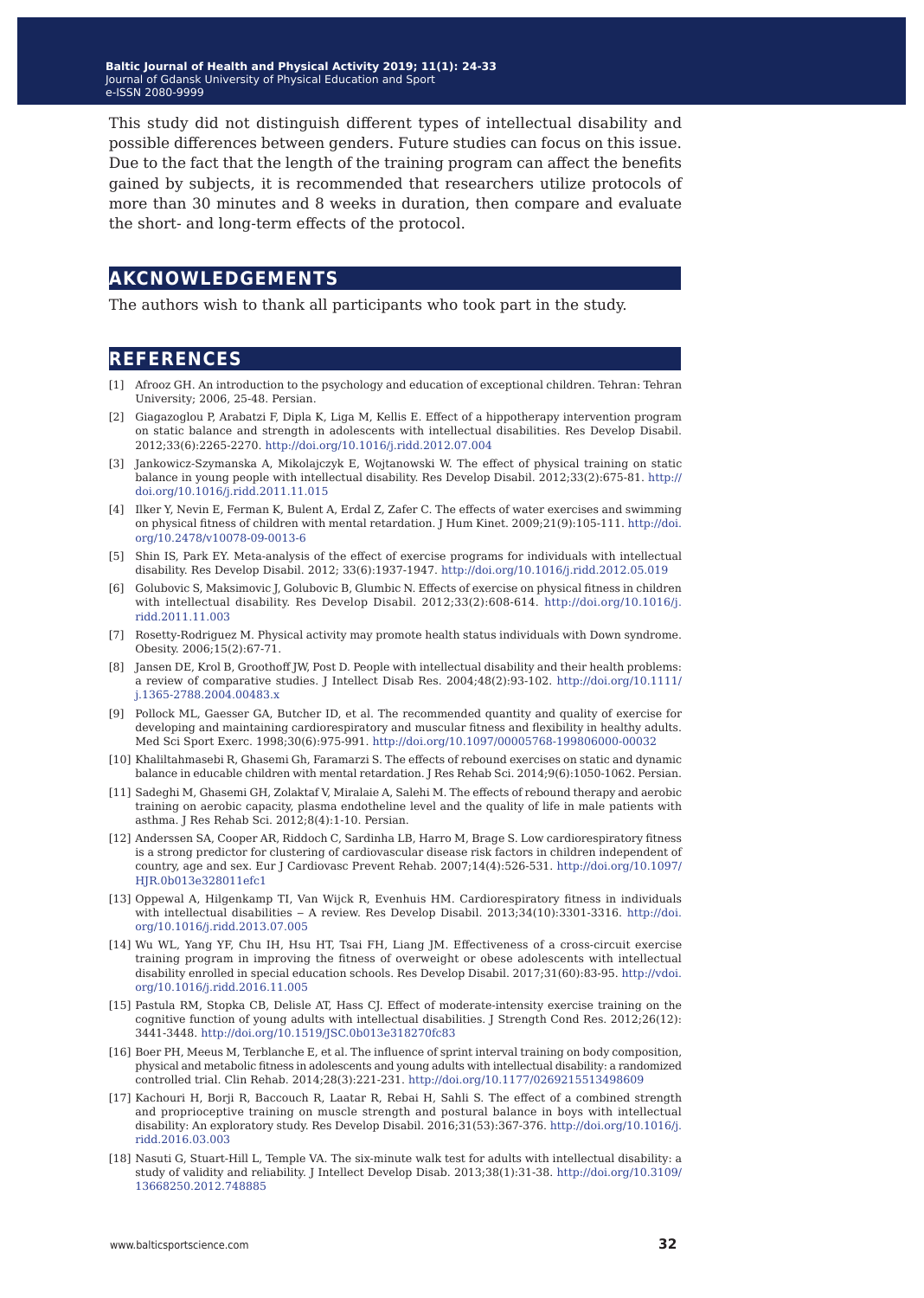This study did not distinguish different types of intellectual disability and possible differences between genders. Future studies can focus on this issue. Due to the fact that the length of the training program can affect the benefits gained by subjects, it is recommended that researchers utilize protocols of more than 30 minutes and 8 weeks in duration, then compare and evaluate the short- and long-term effects of the protocol.

## AKCNOWLEDGEMENTS

The authors wish to thank all participants who took part in the study.

## REFERENCES

[1] Afrooz GH. An introduction to the psychology and education of exceptional children. Tehran: Tehran University; 2006, 25-48. Persian.

[2] Giagazoglou P, Arabatzi F, Dipla K, Liga M, Kellis E. Effect of a hippotherapy intervention program on static balance and strength in adolescents with intellectual disabilities. Res Develop Disabil. 2012;33(6):2265-2270. http://doi.org/10.1016/j.ridd.2012.07.004

[3] Jankowicz-Szymanska A, Mikolajczyk E, Wojtanowski W. The effect of physical training on static balance in young people with intellectual disability. Res Develop Disabil. 2012;33(2):675-81. http://doi.org/10.1016/j.ridd.2011.11.015

[4] Ilker Y, Nevin E, Ferman K, Bulent A, Erdal Z, Zafer C. The effects of water exercises and swimming on physical fitness of children with mental retardation. J Hum Kinet. 2009;21(9):105-111. http://doi.org/10.2478/v10078-09-0013-6

[5] Shin IS, Park EY. Meta-analysis of the effect of exercise programs for individuals with intellectual disability. Res Develop Disabil. 2012; 33(6):1937-1947. http://doi.org/10.1016/j.ridd.2012.05.019

[6] Golubovic S, Maksimovic J, Golubovic B, Glumbic N. Effects of exercise on physical fitness in children with intellectual disability. Res Develop Disabil. 2012;33(2):608-614. http://doi.org/10.1016/j.ridd.2011.11.003

[7] Rosetty-Rodriguez M. Physical activity may promote health status individuals with Down syndrome. Obesity. 2006;15(2):67-71.

[8] Jansen DE, Krol B, Groothoff JW, Post D. People with intellectual disability and their health problems: a review of comparative studies. J Intellect Disab Res. 2004;48(2):93-102. http://doi.org/10.1111/j.1365-2788.2004.00483.x

[9] Pollock ML, Gaesser GA, Butcher ID, et al. The recommended quantity and quality of exercise for developing and maintaining cardiorespiratory and muscular fitness and flexibility in healthy adults. Med Sci Sport Exerc. 1998;30(6):975-991. http://doi.org/10.1097/00005768-199806000-00032

[10] Khaliltahmasebi R, Ghasemi Gh, Faramarzi S. The effects of rebound exercises on static and dynamic balance in educable children with mental retardation. J Res Rehab Sci. 2014;9(6):1050-1062. Persian.

[11] Sadeghi M, Ghasemi GH, Zolaktaf V, Miralaie A, Salehi M. The effects of rebound therapy and aerobic training on aerobic capacity, plasma endotheline level and the quality of life in male patients with asthma. J Res Rehab Sci. 2012;8(4):1-10. Persian.

[12] Anderssen SA, Cooper AR, Riddoch C, Sardinha LB, Harro M, Brage S. Low cardiorespiratory fitness is a strong predictor for clustering of cardiovascular disease risk factors in children independent of country, age and sex. Eur J Cardiovasc Prevent Rehab. 2007;14(4):526-531. http://doi.org/10.1097/HJR.0b013e328011efc1

[13] Oppewal A, Hilgenkamp TI, Van Wijck R, Evenhuis HM. Cardiorespiratory fitness in individuals with intellectual disabilities – A review. Res Develop Disabil. 2013;34(10):3301-3316. http://doi.org/10.1016/j.ridd.2013.07.005

[14] Wu WL, Yang YF, Chu IH, Hsu HT, Tsai FH, Liang JM. Effectiveness of a cross-circuit exercise training program in improving the fitness of overweight or obese adolescents with intellectual disability enrolled in special education schools. Res Develop Disabil. 2017;31(60):83-95. http://vdoi.org/10.1016/j.ridd.2016.11.005

[15] Pastula RM, Stopka CB, Delisle AT, Hass CJ. Effect of moderate-intensity exercise training on the cognitive function of young adults with intellectual disabilities. J Strength Cond Res. 2012;26(12):3441-3448. http://doi.org/10.1519/JSC.0b013e318270fc83

[16] Boer PH, Meeus M, Terblanche E, et al. The influence of sprint interval training on body composition, physical and metabolic fitness in adolescents and young adults with intellectual disability: a randomized controlled trial. Clin Rehab. 2014;28(3):221-231. http://doi.org/10.1177/0269215513498609

[17] Kachouri H, Borji R, Baccouch R, Laatar R, Rebai H, Sahli S. The effect of a combined strength and proprioceptive training on muscle strength and postural balance in boys with intellectual disability: An exploratory study. Res Develop Disabil. 2016;31(53):367-376. http://doi.org/10.1016/j.ridd.2016.03.003

[18] Nasuti G, Stuart-Hill L, Temple VA. The six-minute walk test for adults with intellectual disability: a study of validity and reliability. J Intellect Develop Disab. 2013;38(1):31-38. http://doi.org/10.3109/13668250.2012.748885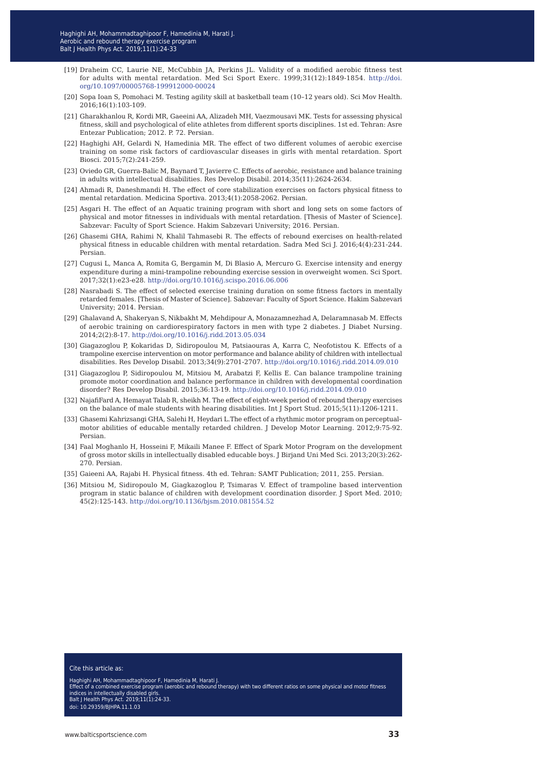[19] Draheim CC, Laurie NE, McCubbin JA, Perkins JL. Validity of a modified aerobic fitness test for adults with mental retardation. Med Sci Sport Exerc. 1999;31(12):1849-1854. http://doi.org/10.1097/00005768-199912000-00024

[20] Sopa Ioan S, Pomohaci M. Testing agility skill at basketball team (10–12 years old). Sci Mov Health. 2016;16(1):103-109.

[21] Gharakhanlou R, Kordi MR, Gaeeini AA, Alizadeh MH, Vaezmousavi MK. Tests for assessing physical fitness, skill and psychological of elite athletes from different sports disciplines. 1st ed. Tehran: Asre Entezar Publication; 2012. P. 72. Persian.

[22] Haghighi AH, Gelardi N, Hamedinia MR. The effect of two different volumes of aerobic exercise training on some risk factors of cardiovascular diseases in girls with mental retardation. Sport Biosci. 2015;7(2):241-259.

[23] Oviedo GR, Guerra-Balic M, Baynard T, Javierre C. Effects of aerobic, resistance and balance training in adults with intellectual disabilities. Res Develop Disabil. 2014;35(11):2624-2634.

[24] Ahmadi R, Daneshmandi H. The effect of core stabilization exercises on factors physical fitness to mental retardation. Medicina Sportiva. 2013;4(1):2058-2062. Persian.

[25] Asgari H. The effect of an Aquatic training program with short and long sets on some factors of physical and motor fitnesses in individuals with mental retardation. [Thesis of Master of Science]. Sabzevar: Faculty of Sport Science. Hakim Sabzevari University; 2016. Persian.

[26] Ghasemi GHA, Rahimi N, Khalil Tahmasebi R. The effects of rebound exercises on health-related physical fitness in educable children with mental retardation. Sadra Med Sci J. 2016;4(4):231-244. Persian.

[27] Cugusi L, Manca A, Romita G, Bergamin M, Di Blasio A, Mercuro G. Exercise intensity and energy expenditure during a mini-trampoline rebounding exercise session in overweight women. Sci Sport. 2017;32(1):e23-e28. http://doi.org/10.1016/j.scispo.2016.06.006

[28] Nasrabadi S. The effect of selected exercise training duration on some fitness factors in mentally retarded females. [Thesis of Master of Science]. Sabzevar: Faculty of Sport Science. Hakim Sabzevari University; 2014. Persian.

[29] Ghalavand A, Shakeryan S, Nikbakht M, Mehdipour A, Monazamnezhad A, Delaramnasab M. Effects of aerobic training on cardiorespiratory factors in men with type 2 diabetes. J Diabet Nursing. 2014;2(2):8-17. http://doi.org/10.1016/j.ridd.2013.05.034

[30] Giagazoglou P, Kokaridas D, Sidiropoulou M, Patsiaouras A, Karra C, Neofotistou K. Effects of a trampoline exercise intervention on motor performance and balance ability of children with intellectual disabilities. Res Develop Disabil. 2013;34(9):2701-2707. http://doi.org/10.1016/j.ridd.2014.09.010

[31] Giagazoglou P, Sidiropoulou M, Mitsiou M, Arabatzi F, Kellis E. Can balance trampoline training promote motor coordination and balance performance in children with developmental coordination disorder? Res Develop Disabil. 2015;36:13-19. http://doi.org/10.1016/j.ridd.2014.09.010

[32] NajafiFard A, Hemayat Talab R, sheikh M. The effect of eight-week period of rebound therapy exercises on the balance of male students with hearing disabilities. Int J Sport Stud. 2015;5(11):1206-1211.

[33] Ghasemi Kahrizsangi GHA, Salehi H, Heydari L.The effect of a rhythmic motor program on perceptual–motor abilities of educable mentally retarded children. J Develop Motor Learning. 2012;9:75-92. Persian.

[34] Faal Moghanlo H, Hosseini F, Mikaili Manee F. Effect of Spark Motor Program on the development of gross motor skills in intellectually disabled educable boys. J Birjand Uni Med Sci. 2013;20(3):262-270. Persian.

[35] Gaieeni AA, Rajabi H. Physical fitness. 4th ed. Tehran: SAMT Publication; 2011, 255. Persian.

[36] Mitsiou M, Sidiropoulo M, Giagkazoglou P, Tsimaras V. Effect of trampoline based intervention program in static balance of children with development coordination disorder. J Sport Med. 2010; 45(2):125-143. http://doi.org/10.1136/bjsm.2010.081554.52

Cite this article as:

Haghighi AH, Mohammadtaghipoor F, Hamedinia M, Harati J.
Effect of a combined exercise program (aerobic and rebound therapy) with two different ratios on some physical and motor fitness indices in intellectually disabled girls.
Balt J Health Phys Act. 2019;11(1):24-33.
doi: 10.29359/BJHPA.11.1.03